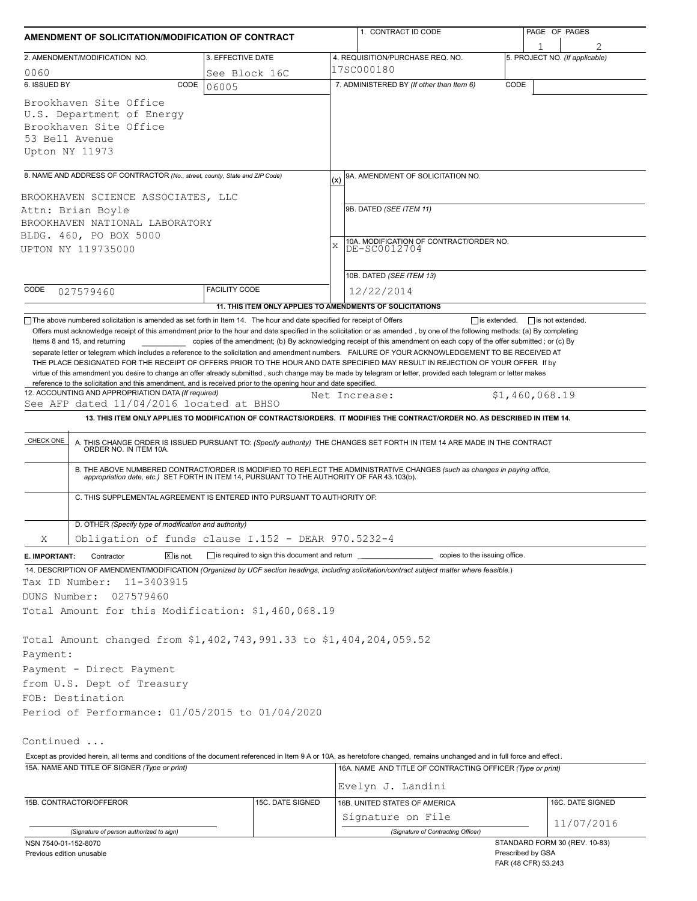# AMENDMENT OF SOLICITATION/MODIFICATION OF CONTRACT

| 1. CONTRACT ID CODE | PAGE OF PAGES |
|---|---|
| | 1 of 2 |

| 2. AMENDMENT/MODIFICATION NO. | 3. EFFECTIVE DATE | 4. REQUISITION/PURCHASE REQ. NO. | 5. PROJECT NO. (If applicable) |
|---|---|---|---|
| 0060 | See Block 16C | 17SC000180 | |

**6. ISSUED BY** CODE 06005

Brookhaven Site Office
U.S. Department of Energy
Brookhaven Site Office
53 Bell Avenue
Upton NY 11973

**7. ADMINISTERED BY** *(If other than Item 6)* CODE

**8. NAME AND ADDRESS OF CONTRACTOR** *(No., street, county, State and ZIP Code)*

BROOKHAVEN SCIENCE ASSOCIATES, LLC
Attn: Brian Boyle
BROOKHAVEN NATIONAL LABORATORY
BLDG. 460, PO BOX 5000
UPTON NY 119735000

CODE 027579460 FACILITY CODE

(x) 9A. AMENDMENT OF SOLICITATION NO.

9B. DATED *(SEE ITEM 11)*

X 10A. MODIFICATION OF CONTRACT/ORDER NO. DE-SC0012704

10B. DATED *(SEE ITEM 13)* 12/22/2014

**11. THIS ITEM ONLY APPLIES TO AMENDMENTS OF SOLICITATIONS**

☐ The above numbered solicitation is amended as set forth in Item 14. The hour and date specified for receipt of Offers ☐ is extended, ☐ is not extended.

Offers must acknowledge receipt of this amendment prior to the hour and date specified in the solicitation or as amended , by one of the following methods: (a) By completing Items 8 and 15, and returning \_\_\_\_\_\_\_\_\_\_ copies of the amendment; (b) By acknowledging receipt of this amendment on each copy of the offer submitted ; or (c) By separate letter or telegram which includes a reference to the solicitation and amendment numbers. FAILURE OF YOUR ACKNOWLEDGEMENT TO BE RECEIVED AT THE PLACE DESIGNATED FOR THE RECEIPT OF OFFERS PRIOR TO THE HOUR AND DATE SPECIFIED MAY RESULT IN REJECTION OF YOUR OFFER If by virtue of this amendment you desire to change an offer already submitted , such change may be made by telegram or letter, provided each telegram or letter makes reference to the solicitation and this amendment, and is received prior to the opening hour and date specified.

**12. ACCOUNTING AND APPROPRIATION DATA** *(If required)*
See AFP dated 11/04/2016 located at BHSO Net Increase: $1,460,068.19

**13. THIS ITEM ONLY APPLIES TO MODIFICATION OF CONTRACTS/ORDERS. IT MODIFIES THE CONTRACT/ORDER NO. AS DESCRIBED IN ITEM 14.**

| CHECK ONE | |
|---|---|
| | A. THIS CHANGE ORDER IS ISSUED PURSUANT TO: *(Specify authority)* THE CHANGES SET FORTH IN ITEM 14 ARE MADE IN THE CONTRACT ORDER NO. IN ITEM 10A. |
| | B. THE ABOVE NUMBERED CONTRACT/ORDER IS MODIFIED TO REFLECT THE ADMINISTRATIVE CHANGES *(such as changes in paying office, appropriation date, etc.)* SET FORTH IN ITEM 14, PURSUANT TO THE AUTHORITY OF FAR 43.103(b). |
| | C. THIS SUPPLEMENTAL AGREEMENT IS ENTERED INTO PURSUANT TO AUTHORITY OF: |
| X | D. OTHER *(Specify type of modification and authority)* Obligation of funds clause I.152 - DEAR 970.5232-4 |

**E. IMPORTANT:** Contractor ☒ is not, ☐ is required to sign this document and return \_\_\_\_\_\_\_\_ copies to the issuing office.

**14. DESCRIPTION OF AMENDMENT/MODIFICATION** *(Organized by UCF section headings, including solicitation/contract subject matter where feasible.)*

Tax ID Number: 11-3403915
DUNS Number: 027579460
Total Amount for this Modification: $1,460,068.19

Total Amount changed from $1,402,743,991.33 to $1,404,204,059.52
Payment:
Payment - Direct Payment
from U.S. Dept of Treasury
FOB: Destination
Period of Performance: 01/05/2015 to 01/04/2020

Continued ...

Except as provided herein, all terms and conditions of the document referenced in Item 9 A or 10A, as heretofore changed, remains unchanged and in full force and effect.

| 15A. NAME AND TITLE OF SIGNER *(Type or print)* | | 16A. NAME AND TITLE OF CONTRACTING OFFICER *(Type or print)* | |
|---|---|---|---|
| | | Evelyn J. Landini | |
| 15B. CONTRACTOR/OFFEROR | 15C. DATE SIGNED | 16B. UNITED STATES OF AMERICA | 16C. DATE SIGNED |
| *(Signature of person authorized to sign)* | | Signature on File *(Signature of Contracting Officer)* | 11/07/2016 |

NSN 7540-01-152-8070
Previous edition unusable

STANDARD FORM 30 (REV. 10-83)
Prescribed by GSA
FAR (48 CFR) 53.243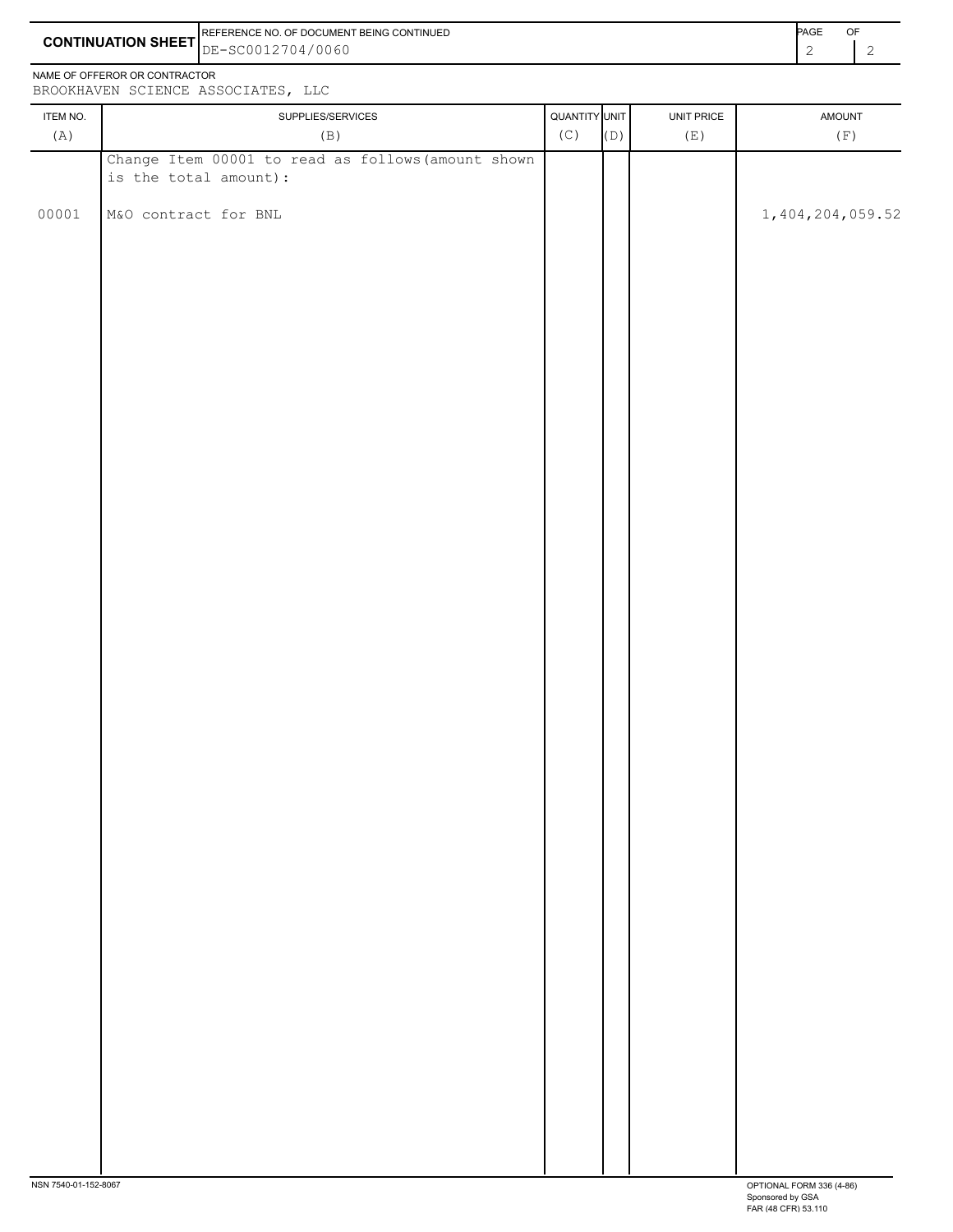**CONTINUATION SHEET**

REFERENCE NO. OF DOCUMENT BEING CONTINUED: DE-SC0012704/0060

NAME OF OFFEROR OR CONTRACTOR: BROOKHAVEN SCIENCE ASSOCIATES, LLC

| ITEM NO. (A) | SUPPLIES/SERVICES (B) | QUANTITY (C) | UNIT (D) | UNIT PRICE (E) | AMOUNT (F) |
|---|---|---|---|---|---|
| | Change Item 00001 to read as follows(amount shown is the total amount): | | | | |
| 00001 | M&O contract for BNL | | | | 1,404,204,059.52 |

NSN 7540-01-152-8067

OPTIONAL FORM 336 (4-86)
Sponsored by GSA
FAR (48 CFR) 53.110